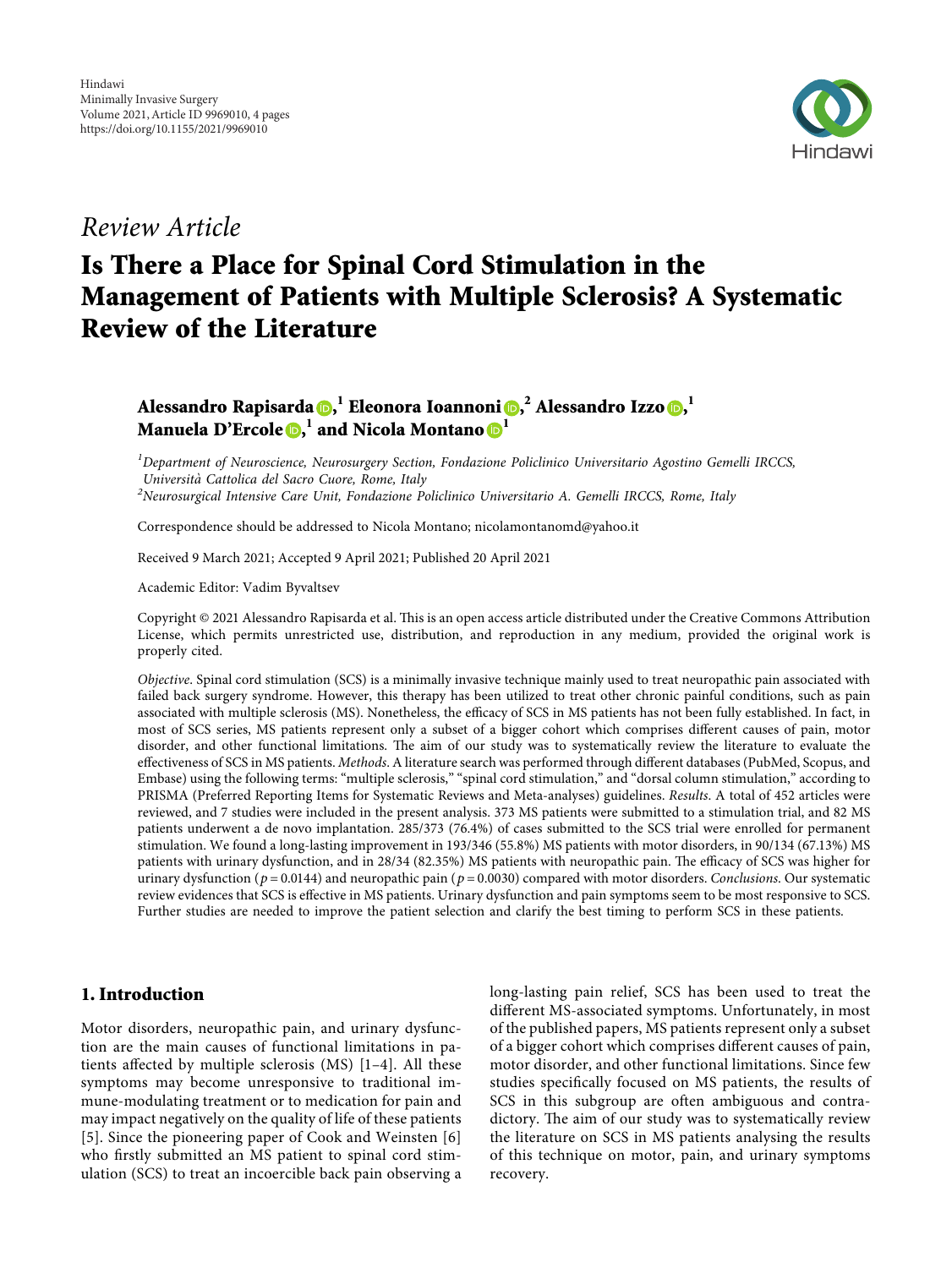Hindawi
Minimally Invasive Surgery
Volume 2021, Article ID 9969010, 4 pages
https://doi.org/10.1155/2021/9969010

*Review Article*

# Is There a Place for Spinal Cord Stimulation in the Management of Patients with Multiple Sclerosis? A Systematic Review of the Literature

**Alessandro Rapisarda,[1] Eleonora Ioannoni,[2] Alessandro Izzo,[1] Manuela D'Ercole,[1] and Nicola Montano[1]**

[1] *Department of Neuroscience, Neurosurgery Section, Fondazione Policlinico Universitario Agostino Gemelli IRCCS, Università Cattolica del Sacro Cuore, Rome, Italy*
[2] *Neurosurgical Intensive Care Unit, Fondazione Policlinico Universitario A. Gemelli IRCCS, Rome, Italy*

Correspondence should be addressed to Nicola Montano; nicolamontanomd@yahoo.it

Received 9 March 2021; Accepted 9 April 2021; Published 20 April 2021

Academic Editor: Vadim Byvaltsev

Copyright © 2021 Alessandro Rapisarda et al. This is an open access article distributed under the Creative Commons Attribution License, which permits unrestricted use, distribution, and reproduction in any medium, provided the original work is properly cited.

*Objective*. Spinal cord stimulation (SCS) is a minimally invasive technique mainly used to treat neuropathic pain associated with failed back surgery syndrome. However, this therapy has been utilized to treat other chronic painful conditions, such as pain associated with multiple sclerosis (MS). Nonetheless, the efficacy of SCS in MS patients has not been fully established. In fact, in most of SCS series, MS patients represent only a subset of a bigger cohort which comprises different causes of pain, motor disorder, and other functional limitations. The aim of our study was to systematically review the literature to evaluate the effectiveness of SCS in MS patients. *Methods*. A literature search was performed through different databases (PubMed, Scopus, and Embase) using the following terms: "multiple sclerosis," "spinal cord stimulation," and "dorsal column stimulation," according to PRISMA (Preferred Reporting Items for Systematic Reviews and Meta-analyses) guidelines. *Results*. A total of 452 articles were reviewed, and 7 studies were included in the present analysis. 373 MS patients were submitted to a stimulation trial, and 82 MS patients underwent a de novo implantation. 285/373 (76.4%) of cases submitted to the SCS trial were enrolled for permanent stimulation. We found a long-lasting improvement in 193/346 (55.8%) MS patients with motor disorders, in 90/134 (67.13%) MS patients with urinary dysfunction, and in 28/34 (82.35%) MS patients with neuropathic pain. The efficacy of SCS was higher for urinary dysfunction ($p = 0.0144$) and neuropathic pain ($p = 0.0030$) compared with motor disorders. *Conclusions*. Our systematic review evidences that SCS is effective in MS patients. Urinary dysfunction and pain symptoms seem to be most responsive to SCS. Further studies are needed to improve the patient selection and clarify the best timing to perform SCS in these patients.

## 1. Introduction

Motor disorders, neuropathic pain, and urinary dysfunction are the main causes of functional limitations in patients affected by multiple sclerosis (MS) [1–4]. All these symptoms may become unresponsive to traditional immune-modulating treatment or to medication for pain and may impact negatively on the quality of life of these patients [5]. Since the pioneering paper of Cook and Weinsten [6] who firstly submitted an MS patient to spinal cord stimulation (SCS) to treat an incoercible back pain observing a long-lasting pain relief, SCS has been used to treat the different MS-associated symptoms. Unfortunately, in most of the published papers, MS patients represent only a subset of a bigger cohort which comprises different causes of pain, motor disorder, and other functional limitations. Since few studies specifically focused on MS patients, the results of SCS in this subgroup are often ambiguous and contradictory. The aim of our study was to systematically review the literature on SCS in MS patients analysing the results of this technique on motor, pain, and urinary symptoms recovery.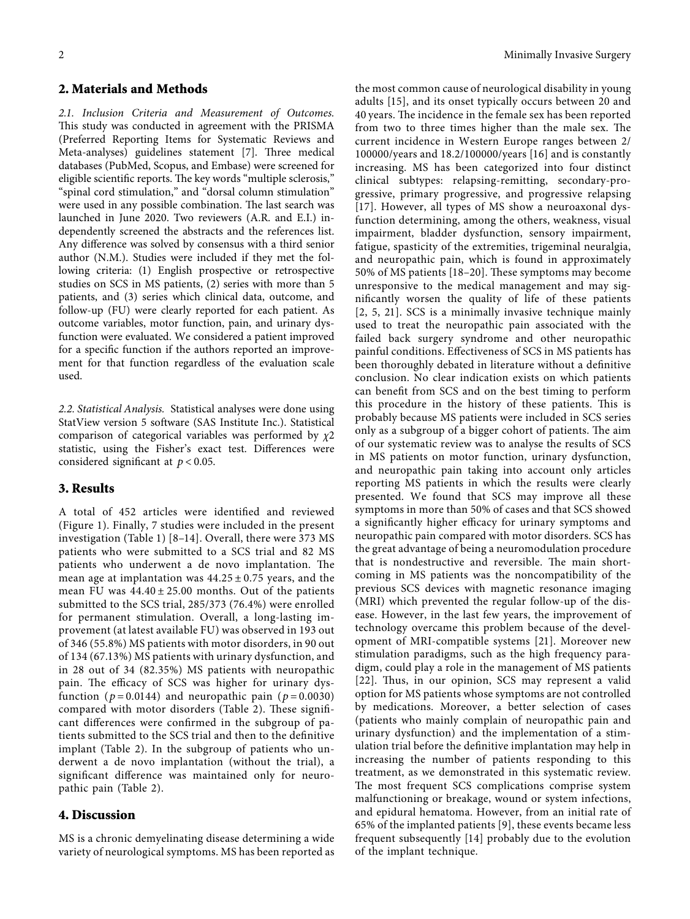## 2. Materials and Methods

*2.1. Inclusion Criteria and Measurement of Outcomes.* This study was conducted in agreement with the PRISMA (Preferred Reporting Items for Systematic Reviews and Meta-analyses) guidelines statement [7]. Three medical databases (PubMed, Scopus, and Embase) were screened for eligible scientific reports. The key words "multiple sclerosis," "spinal cord stimulation," and "dorsal column stimulation" were used in any possible combination. The last search was launched in June 2020. Two reviewers (A.R. and E.I.) independently screened the abstracts and the references list. Any difference was solved by consensus with a third senior author (N.M.). Studies were included if they met the following criteria: (1) English prospective or retrospective studies on SCS in MS patients, (2) series with more than 5 patients, and (3) series which clinical data, outcome, and follow-up (FU) were clearly reported for each patient. As outcome variables, motor function, pain, and urinary dysfunction were evaluated. We considered a patient improved for a specific function if the authors reported an improvement for that function regardless of the evaluation scale used.

*2.2. Statistical Analysis.* Statistical analyses were done using StatView version 5 software (SAS Institute Inc.). Statistical comparison of categorical variables was performed by $\chi 2$ statistic, using the Fisher's exact test. Differences were considered significant at $p < 0.05$.

## 3. Results

A total of 452 articles were identified and reviewed (Figure 1). Finally, 7 studies were included in the present investigation (Table 1) [8–14]. Overall, there were 373 MS patients who were submitted to a SCS trial and 82 MS patients who underwent a de novo implantation. The mean age at implantation was $44.25 \pm 0.75$ years, and the mean FU was $44.40 \pm 25.00$ months. Out of the patients submitted to the SCS trial, 285/373 (76.4%) were enrolled for permanent stimulation. Overall, a long-lasting improvement (at latest available FU) was observed in 193 out of 346 (55.8%) MS patients with motor disorders, in 90 out of 134 (67.13%) MS patients with urinary dysfunction, and in 28 out of 34 (82.35%) MS patients with neuropathic pain. The efficacy of SCS was higher for urinary dysfunction ($p = 0.0144$) and neuropathic pain ($p = 0.0030$) compared with motor disorders (Table 2). These significant differences were confirmed in the subgroup of patients submitted to the SCS trial and then to the definitive implant (Table 2). In the subgroup of patients who underwent a de novo implantation (without the trial), a significant difference was maintained only for neuropathic pain (Table 2).

## 4. Discussion

MS is a chronic demyelinating disease determining a wide variety of neurological symptoms. MS has been reported as the most common cause of neurological disability in young adults [15], and its onset typically occurs between 20 and 40 years. The incidence in the female sex has been reported from two to three times higher than the male sex. The current incidence in Western Europe ranges between 2/100000/years and 18.2/100000/years [16] and is constantly increasing. MS has been categorized into four distinct clinical subtypes: relapsing-remitting, secondary-progressive, primary progressive, and progressive relapsing [17]. However, all types of MS show a neuroaxonal dysfunction determining, among the others, weakness, visual impairment, bladder dysfunction, sensory impairment, fatigue, spasticity of the extremities, trigeminal neuralgia, and neuropathic pain, which is found in approximately 50% of MS patients [18–20]. These symptoms may become unresponsive to the medical management and may significantly worsen the quality of life of these patients [2, 5, 21]. SCS is a minimally invasive technique mainly used to treat the neuropathic pain associated with the failed back surgery syndrome and other neuropathic painful conditions. Effectiveness of SCS in MS patients has been thoroughly debated in literature without a definitive conclusion. No clear indication exists on which patients can benefit from SCS and on the best timing to perform this procedure in the history of these patients. This is probably because MS patients were included in SCS series only as a subgroup of a bigger cohort of patients. The aim of our systematic review was to analyse the results of SCS in MS patients on motor function, urinary dysfunction, and neuropathic pain taking into account only articles reporting MS patients in which the results were clearly presented. We found that SCS may improve all these symptoms in more than 50% of cases and that SCS showed a significantly higher efficacy for urinary symptoms and neuropathic pain compared with motor disorders. SCS has the great advantage of being a neuromodulation procedure that is nondestructive and reversible. The main shortcoming in MS patients was the noncompatibility of the previous SCS devices with magnetic resonance imaging (MRI) which prevented the regular follow-up of the disease. However, in the last few years, the improvement of technology overcame this problem because of the development of MRI-compatible systems [21]. Moreover new stimulation paradigms, such as the high frequency paradigm, could play a role in the management of MS patients [22]. Thus, in our opinion, SCS may represent a valid option for MS patients whose symptoms are not controlled by medications. Moreover, a better selection of cases (patients who mainly complain of neuropathic pain and urinary dysfunction) and the implementation of a stimulation trial before the definitive implantation may help in increasing the number of patients responding to this treatment, as we demonstrated in this systematic review. The most frequent SCS complications comprise system malfunctioning or breakage, wound or system infections, and epidural hematoma. However, from an initial rate of 65% of the implanted patients [9], these events became less frequent subsequently [14] probably due to the evolution of the implant technique.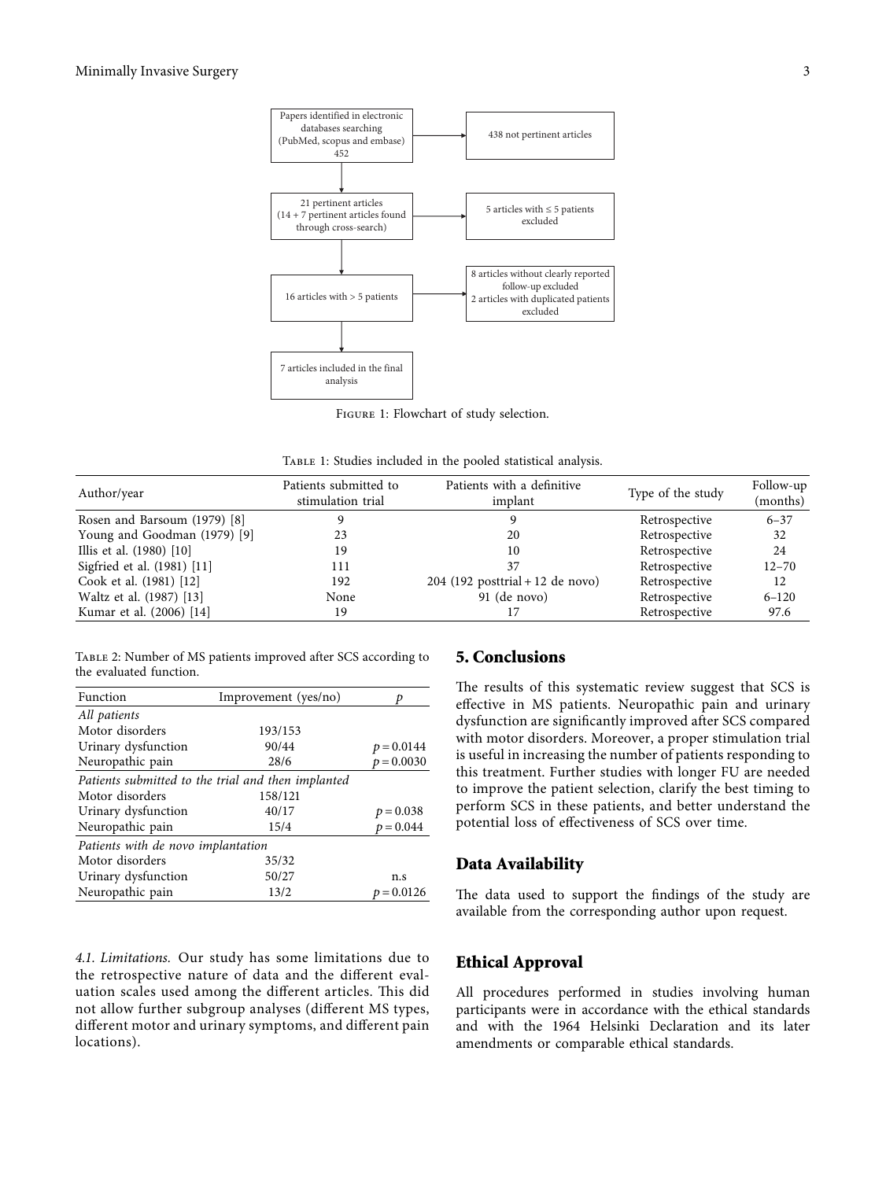Papers identified in electronic databases searching (PubMed, scopus and embase) 452

438 not pertinent articles

21 pertinent articles (14 + 7 pertinent articles found through cross-search)

5 articles with ≤ 5 patients excluded

16 articles with > 5 patients

8 articles without clearly reported follow-up excluded
2 articles with duplicated patients excluded

7 articles included in the final analysis

Figure 1: Flowchart of study selection.

Table 1: Studies included in the pooled statistical analysis.

| Author/year | Patients submitted to stimulation trial | Patients with a definitive implant | Type of the study | Follow-up (months) |
|---|---|---|---|---|
| Rosen and Barsoum (1979) [8] | 9 | 9 | Retrospective | 6–37 |
| Young and Goodman (1979) [9] | 23 | 20 | Retrospective | 32 |
| Illis et al. (1980) [10] | 19 | 10 | Retrospective | 24 |
| Sigfried et al. (1981) [11] | 111 | 37 | Retrospective | 12–70 |
| Cook et al. (1981) [12] | 192 | 204 (192 posttrial + 12 de novo) | Retrospective | 12 |
| Waltz et al. (1987) [13] | None | 91 (de novo) | Retrospective | 6–120 |
| Kumar et al. (2006) [14] | 19 | 17 | Retrospective | 97.6 |

Table 2: Number of MS patients improved after SCS according to the evaluated function.

| Function | Improvement (yes/no) | $p$ |
|---|---|---|
| *All patients* | | |
| Motor disorders | 193/153 | |
| Urinary dysfunction | 90/44 | $p = 0.0144$ |
| Neuropathic pain | 28/6 | $p = 0.0030$ |
| *Patients submitted to the trial and then implanted* | | |
| Motor disorders | 158/121 | |
| Urinary dysfunction | 40/17 | $p = 0.038$ |
| Neuropathic pain | 15/4 | $p = 0.044$ |
| *Patients with de novo implantation* | | |
| Motor disorders | 35/32 | |
| Urinary dysfunction | 50/27 | n.s |
| Neuropathic pain | 13/2 | $p = 0.0126$ |

*4.1. Limitations.* Our study has some limitations due to the retrospective nature of data and the different evaluation scales used among the different articles. This did not allow further subgroup analyses (different MS types, different motor and urinary symptoms, and different pain locations).

## 5. Conclusions

The results of this systematic review suggest that SCS is effective in MS patients. Neuropathic pain and urinary dysfunction are significantly improved after SCS compared with motor disorders. Moreover, a proper stimulation trial is useful in increasing the number of patients responding to this treatment. Further studies with longer FU are needed to improve the patient selection, clarify the best timing to perform SCS in these patients, and better understand the potential loss of effectiveness of SCS over time.

## Data Availability

The data used to support the findings of the study are available from the corresponding author upon request.

## Ethical Approval

All procedures performed in studies involving human participants were in accordance with the ethical standards and with the 1964 Helsinki Declaration and its later amendments or comparable ethical standards.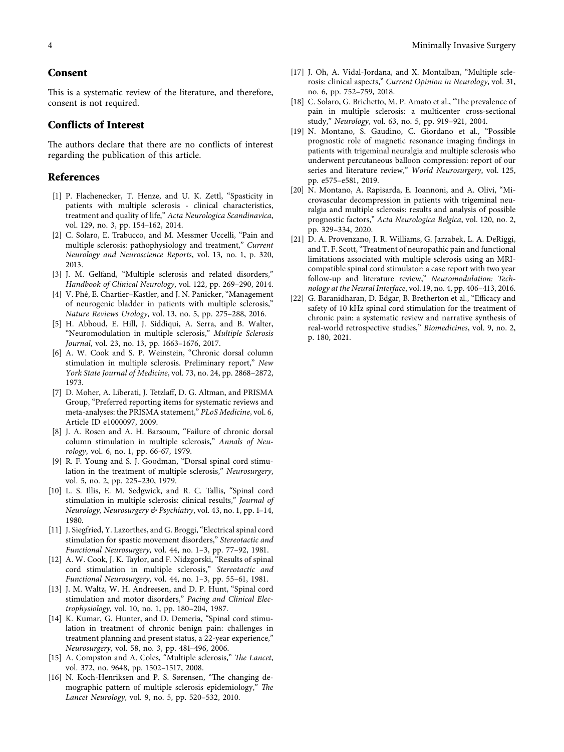## Consent

This is a systematic review of the literature, and therefore, consent is not required.

## Conflicts of Interest

The authors declare that there are no conflicts of interest regarding the publication of this article.

## References

[1] P. Flachenecker, T. Henze, and U. K. Zettl, "Spasticity in patients with multiple sclerosis - clinical characteristics, treatment and quality of life," *Acta Neurologica Scandinavica*, vol. 129, no. 3, pp. 154–162, 2014.

[2] C. Solaro, E. Trabucco, and M. Messmer Uccelli, "Pain and multiple sclerosis: pathophysiology and treatment," *Current Neurology and Neuroscience Reports*, vol. 13, no. 1, p. 320, 2013.

[3] J. M. Gelfand, "Multiple sclerosis and related disorders," *Handbook of Clinical Neurology*, vol. 122, pp. 269–290, 2014.

[4] V. Phé, E. Chartier–Kastler, and J. N. Panicker, "Management of neurogenic bladder in patients with multiple sclerosis," *Nature Reviews Urology*, vol. 13, no. 5, pp. 275–288, 2016.

[5] H. Abboud, E. Hill, J. Siddiqui, A. Serra, and B. Walter, "Neuromodulation in multiple sclerosis," *Multiple Sclerosis Journal*, vol. 23, no. 13, pp. 1663–1676, 2017.

[6] A. W. Cook and S. P. Weinstein, "Chronic dorsal column stimulation in multiple sclerosis. Preliminary report," *New York State Journal of Medicine*, vol. 73, no. 24, pp. 2868–2872, 1973.

[7] D. Moher, A. Liberati, J. Tetzlaff, D. G. Altman, and PRISMA Group, "Preferred reporting items for systematic reviews and meta-analyses: the PRISMA statement," *PLoS Medicine*, vol. 6, Article ID e1000097, 2009.

[8] J. A. Rosen and A. H. Barsoum, "Failure of chronic dorsal column stimulation in multiple sclerosis," *Annals of Neurology*, vol. 6, no. 1, pp. 66-67, 1979.

[9] R. F. Young and S. J. Goodman, "Dorsal spinal cord stimulation in the treatment of multiple sclerosis," *Neurosurgery*, vol. 5, no. 2, pp. 225–230, 1979.

[10] L. S. Illis, E. M. Sedgwick, and R. C. Tallis, "Spinal cord stimulation in multiple sclerosis: clinical results," *Journal of Neurology, Neurosurgery & Psychiatry*, vol. 43, no. 1, pp. 1–14, 1980.

[11] J. Siegfried, Y. Lazorthes, and G. Broggi, "Electrical spinal cord stimulation for spastic movement disorders," *Stereotactic and Functional Neurosurgery*, vol. 44, no. 1–3, pp. 77–92, 1981.

[12] A. W. Cook, J. K. Taylor, and F. Nidzgorski, "Results of spinal cord stimulation in multiple sclerosis," *Stereotactic and Functional Neurosurgery*, vol. 44, no. 1–3, pp. 55–61, 1981.

[13] J. M. Waltz, W. H. Andreesen, and D. P. Hunt, "Spinal cord stimulation and motor disorders," *Pacing and Clinical Electrophysiology*, vol. 10, no. 1, pp. 180–204, 1987.

[14] K. Kumar, G. Hunter, and D. Demeria, "Spinal cord stimulation in treatment of chronic benign pain: challenges in treatment planning and present status, a 22-year experience," *Neurosurgery*, vol. 58, no. 3, pp. 481–496, 2006.

[15] A. Compston and A. Coles, "Multiple sclerosis," *The Lancet*, vol. 372, no. 9648, pp. 1502–1517, 2008.

[16] N. Koch-Henriksen and P. S. Sørensen, "The changing demographic pattern of multiple sclerosis epidemiology," *The Lancet Neurology*, vol. 9, no. 5, pp. 520–532, 2010.

[17] J. Oh, A. Vidal-Jordana, and X. Montalban, "Multiple sclerosis: clinical aspects," *Current Opinion in Neurology*, vol. 31, no. 6, pp. 752–759, 2018.

[18] C. Solaro, G. Brichetto, M. P. Amato et al., "The prevalence of pain in multiple sclerosis: a multicenter cross-sectional study," *Neurology*, vol. 63, no. 5, pp. 919–921, 2004.

[19] N. Montano, S. Gaudino, C. Giordano et al., "Possible prognostic role of magnetic resonance imaging findings in patients with trigeminal neuralgia and multiple sclerosis who underwent percutaneous balloon compression: report of our series and literature review," *World Neurosurgery*, vol. 125, pp. e575–e581, 2019.

[20] N. Montano, A. Rapisarda, E. Ioannoni, and A. Olivi, "Microvascular decompression in patients with trigeminal neuralgia and multiple sclerosis: results and analysis of possible prognostic factors," *Acta Neurologica Belgica*, vol. 120, no. 2, pp. 329–334, 2020.

[21] D. A. Provenzano, J. R. Williams, G. Jarzabek, L. A. DeRiggi, and T. F. Scott, "Treatment of neuropathic pain and functional limitations associated with multiple sclerosis using an MRI-compatible spinal cord stimulator: a case report with two year follow-up and literature review," *Neuromodulation: Technology at the Neural Interface*, vol. 19, no. 4, pp. 406–413, 2016.

[22] G. Baranidharan, D. Edgar, B. Bretherton et al., "Efficacy and safety of 10 kHz spinal cord stimulation for the treatment of chronic pain: a systematic review and narrative synthesis of real-world retrospective studies," *Biomedicines*, vol. 9, no. 2, p. 180, 2021.